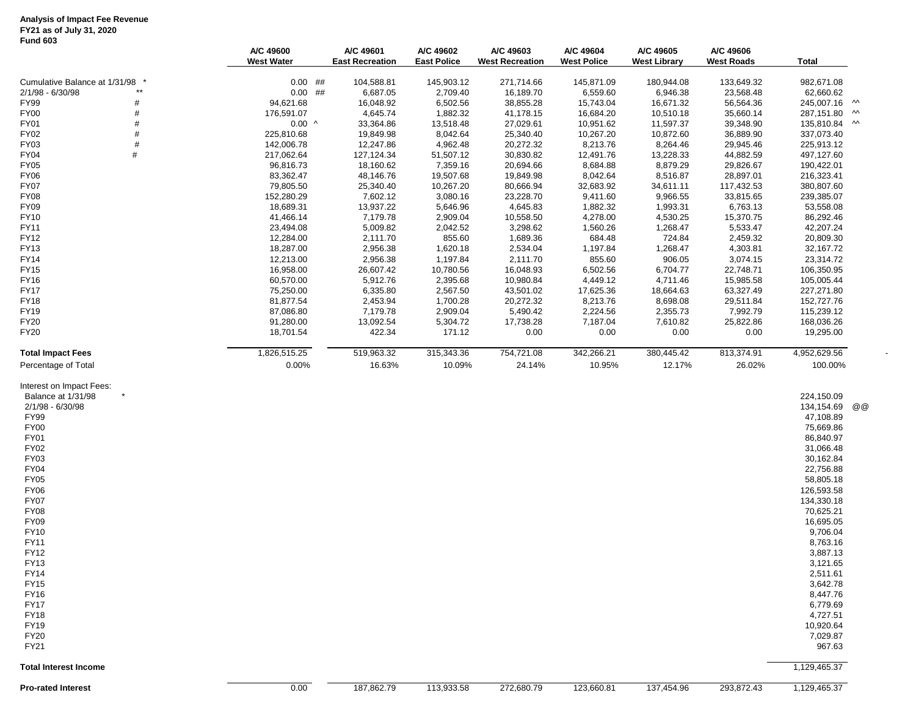**Analysis of Impact Fee Revenue**
**FY21 as of July 31, 2020**
**Fund 603**

| | A/C 49600 West Water | | A/C 49601 East Recreation | A/C 49602 East Police | A/C 49603 West Recreation | A/C 49604 West Police | A/C 49605 West Library | A/C 49606 West Roads | Total | |
|---|---|---|---|---|---|---|---|---|---|---|
| Cumulative Balance at 1/31/98 * | 0.00 | ## | 104,588.81 | 145,903.12 | 271,714.66 | 145,871.09 | 180,944.08 | 133,649.32 | 982,671.08 | |
| 2/1/98 - 6/30/98 ** | 0.00 | ## | 6,687.05 | 2,709.40 | 16,189.70 | 6,559.60 | 6,946.38 | 23,568.48 | 62,660.62 | |
| FY99 # | 94,621.68 | | 16,048.92 | 6,502.56 | 38,855.28 | 15,743.04 | 16,671.32 | 56,564.36 | 245,007.16 | ^^ |
| FY00 # | 176,591.07 | | 4,645.74 | 1,882.32 | 41,178.15 | 16,684.20 | 10,510.18 | 35,660.14 | 287,151.80 | ^^ |
| FY01 # | 0.00 | ^ | 33,364.86 | 13,518.48 | 27,029.61 | 10,951.62 | 11,597.37 | 39,348.90 | 135,810.84 | ^^ |
| FY02 # | 225,810.68 | | 19,849.98 | 8,042.64 | 25,340.40 | 10,267.20 | 10,872.60 | 36,889.90 | 337,073.40 | |
| FY03 # | 142,006.78 | | 12,247.86 | 4,962.48 | 20,272.32 | 8,213.76 | 8,264.46 | 29,945.46 | 225,913.12 | |
| FY04 # | 217,062.64 | | 127,124.34 | 51,507.12 | 30,830.82 | 12,491.76 | 13,228.33 | 44,882.59 | 497,127.60 | |
| FY05 | 96,816.73 | | 18,160.62 | 7,359.16 | 20,694.66 | 8,684.88 | 8,879.29 | 29,826.67 | 190,422.01 | |
| FY06 | 83,362.47 | | 48,146.76 | 19,507.68 | 19,849.98 | 8,042.64 | 8,516.87 | 28,897.01 | 216,323.41 | |
| FY07 | 79,805.50 | | 25,340.40 | 10,267.20 | 80,666.94 | 32,683.92 | 34,611.11 | 117,432.53 | 380,807.60 | |
| FY08 | 152,280.29 | | 7,602.12 | 3,080.16 | 23,228.70 | 9,411.60 | 9,966.55 | 33,815.65 | 239,385.07 | |
| FY09 | 18,689.31 | | 13,937.22 | 5,646.96 | 4,645.83 | 1,882.32 | 1,993.31 | 6,763.13 | 53,558.08 | |
| FY10 | 41,466.14 | | 7,179.78 | 2,909.04 | 10,558.50 | 4,278.00 | 4,530.25 | 15,370.75 | 86,292.46 | |
| FY11 | 23,494.08 | | 5,009.82 | 2,042.52 | 3,298.62 | 1,560.26 | 1,268.47 | 5,533.47 | 42,207.24 | |
| FY12 | 12,284.00 | | 2,111.70 | 855.60 | 1,689.36 | 684.48 | 724.84 | 2,459.32 | 20,809.30 | |
| FY13 | 18,287.00 | | 2,956.38 | 1,620.18 | 2,534.04 | 1,197.84 | 1,268.47 | 4,303.81 | 32,167.72 | |
| FY14 | 12,213.00 | | 2,956.38 | 1,197.84 | 2,111.70 | 855.60 | 906.05 | 3,074.15 | 23,314.72 | |
| FY15 | 16,958.00 | | 26,607.42 | 10,780.56 | 16,048.93 | 6,502.56 | 6,704.77 | 22,748.71 | 106,350.95 | |
| FY16 | 60,570.00 | | 5,912.76 | 2,395.68 | 10,980.84 | 4,449.12 | 4,711.46 | 15,985.58 | 105,005.44 | |
| FY17 | 75,250.00 | | 6,335.80 | 2,567.50 | 43,501.02 | 17,625.36 | 18,664.63 | 63,327.49 | 227,271.80 | |
| FY18 | 81,877.54 | | 2,453.94 | 1,700.28 | 20,272.32 | 8,213.76 | 8,698.08 | 29,511.84 | 152,727.76 | |
| FY19 | 87,086.80 | | 7,179.78 | 2,909.04 | 5,490.42 | 2,224.56 | 2,355.73 | 7,992.79 | 115,239.12 | |
| FY20 | 91,280.00 | | 13,092.54 | 5,304.72 | 17,738.28 | 7,187.04 | 7,610.82 | 25,822.86 | 168,036.26 | |
| FY20 | 18,701.54 | | 422.34 | 171.12 | 0.00 | 0.00 | 0.00 | 0.00 | 19,295.00 | |
| **Total Impact Fees** | 1,826,515.25 | | 519,963.32 | 315,343.36 | 754,721.08 | 342,266.21 | 380,445.42 | 813,374.91 | 4,952,629.56 | - |
| Percentage of Total | 0.00% | | 16.63% | 10.09% | 24.14% | 10.95% | 12.17% | 26.02% | 100.00% | |

| Interest on Impact Fees: | Total | |
|---|---|---|
| Balance at 1/31/98 * | 224,150.09 | |
| 2/1/98 - 6/30/98 | 134,154.69 | @@ |
| FY99 | 47,108.89 | |
| FY00 | 75,669.86 | |
| FY01 | 86,840.97 | |
| FY02 | 31,066.48 | |
| FY03 | 30,162.84 | |
| FY04 | 22,756.88 | |
| FY05 | 58,805.18 | |
| FY06 | 126,593.58 | |
| FY07 | 134,330.18 | |
| FY08 | 70,625.21 | |
| FY09 | 16,695.05 | |
| FY10 | 9,706.04 | |
| FY11 | 8,763.16 | |
| FY12 | 3,887.13 | |
| FY13 | 3,121.65 | |
| FY14 | 2,511.61 | |
| FY15 | 3,642.78 | |
| FY16 | 8,447.76 | |
| FY17 | 6,779.69 | |
| FY18 | 4,727.51 | |
| FY19 | 10,920.64 | |
| FY20 | 7,029.87 | |
| FY21 | 967.63 | |
| **Total Interest Income** | 1,129,465.37 | |

| | West Water | East Recreation | East Police | West Recreation | West Police | West Library | West Roads | Total |
|---|---|---|---|---|---|---|---|---|
| **Pro-rated Interest** | 0.00 | 187,862.79 | 113,933.58 | 272,680.79 | 123,660.81 | 137,454.96 | 293,872.43 | 1,129,465.37 |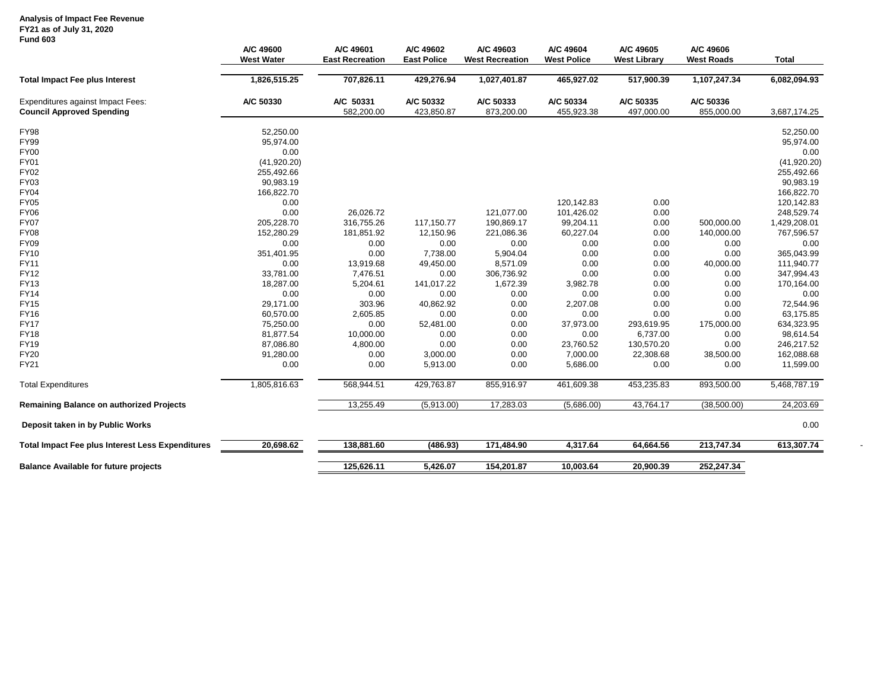**Analysis of Impact Fee Revenue**
**FY21 as of July 31, 2020**
**Fund 603**

| | A/C 49600 West Water | A/C 49601 East Recreation | A/C 49602 East Police | A/C 49603 West Recreation | A/C 49604 West Police | A/C 49605 West Library | A/C 49606 West Roads | Total |
|---|---|---|---|---|---|---|---|---|
| **Total Impact Fee plus Interest** | 1,826,515.25 | 707,826.11 | 429,276.94 | 1,027,401.87 | 465,927.02 | 517,900.39 | 1,107,247.34 | 6,082,094.93 |
| Expenditures against Impact Fees: | A/C 50330 | A/C 50331 | A/C 50332 | A/C 50333 | A/C 50334 | A/C 50335 | A/C 50336 | |
| **Council Approved Spending** | | 582,200.00 | 423,850.87 | 873,200.00 | 455,923.38 | 497,000.00 | 855,000.00 | 3,687,174.25 |
| FY98 | 52,250.00 | | | | | | | 52,250.00 |
| FY99 | 95,974.00 | | | | | | | 95,974.00 |
| FY00 | 0.00 | | | | | | | 0.00 |
| FY01 | (41,920.20) | | | | | | | (41,920.20) |
| FY02 | 255,492.66 | | | | | | | 255,492.66 |
| FY03 | 90,983.19 | | | | | | | 90,983.19 |
| FY04 | 166,822.70 | | | | | | | 166,822.70 |
| FY05 | 0.00 | | | | 120,142.83 | 0.00 | | 120,142.83 |
| FY06 | 0.00 | 26,026.72 | | 121,077.00 | 101,426.02 | 0.00 | | 248,529.74 |
| FY07 | 205,228.70 | 316,755.26 | 117,150.77 | 190,869.17 | 99,204.11 | 0.00 | 500,000.00 | 1,429,208.01 |
| FY08 | 152,280.29 | 181,851.92 | 12,150.96 | 221,086.36 | 60,227.04 | 0.00 | 140,000.00 | 767,596.57 |
| FY09 | 0.00 | 0.00 | 0.00 | 0.00 | 0.00 | 0.00 | 0.00 | 0.00 |
| FY10 | 351,401.95 | 0.00 | 7,738.00 | 5,904.04 | 0.00 | 0.00 | 0.00 | 365,043.99 |
| FY11 | 0.00 | 13,919.68 | 49,450.00 | 8,571.09 | 0.00 | 0.00 | 40,000.00 | 111,940.77 |
| FY12 | 33,781.00 | 7,476.51 | 0.00 | 306,736.92 | 0.00 | 0.00 | 0.00 | 347,994.43 |
| FY13 | 18,287.00 | 5,204.61 | 141,017.22 | 1,672.39 | 3,982.78 | 0.00 | 0.00 | 170,164.00 |
| FY14 | 0.00 | 0.00 | 0.00 | 0.00 | 0.00 | 0.00 | 0.00 | 0.00 |
| FY15 | 29,171.00 | 303.96 | 40,862.92 | 0.00 | 2,207.08 | 0.00 | 0.00 | 72,544.96 |
| FY16 | 60,570.00 | 2,605.85 | 0.00 | 0.00 | 0.00 | 0.00 | 0.00 | 63,175.85 |
| FY17 | 75,250.00 | 0.00 | 52,481.00 | 0.00 | 37,973.00 | 293,619.95 | 175,000.00 | 634,323.95 |
| FY18 | 81,877.54 | 10,000.00 | 0.00 | 0.00 | 0.00 | 6,737.00 | 0.00 | 98,614.54 |
| FY19 | 87,086.80 | 4,800.00 | 0.00 | 0.00 | 23,760.52 | 130,570.20 | 0.00 | 246,217.52 |
| FY20 | 91,280.00 | 0.00 | 3,000.00 | 0.00 | 7,000.00 | 22,308.68 | 38,500.00 | 162,088.68 |
| FY21 | 0.00 | 0.00 | 5,913.00 | 0.00 | 5,686.00 | 0.00 | 0.00 | 11,599.00 |
| Total Expenditures | 1,805,816.63 | 568,944.51 | 429,763.87 | 855,916.97 | 461,609.38 | 453,235.83 | 893,500.00 | 5,468,787.19 |
| **Remaining Balance on authorized Projects** | | 13,255.49 | (5,913.00) | 17,283.03 | (5,686.00) | 43,764.17 | (38,500.00) | 24,203.69 |
| **Deposit taken in by Public Works** | | | | | | | | 0.00 |
| **Total Impact Fee plus Interest Less Expenditures** | 20,698.62 | 138,881.60 | (486.93) | 171,484.90 | 4,317.64 | 64,664.56 | 213,747.34 | 613,307.74 |
| **Balance Available for future projects** | | 125,626.11 | 5,426.07 | 154,201.87 | 10,003.64 | 20,900.39 | 252,247.34 | |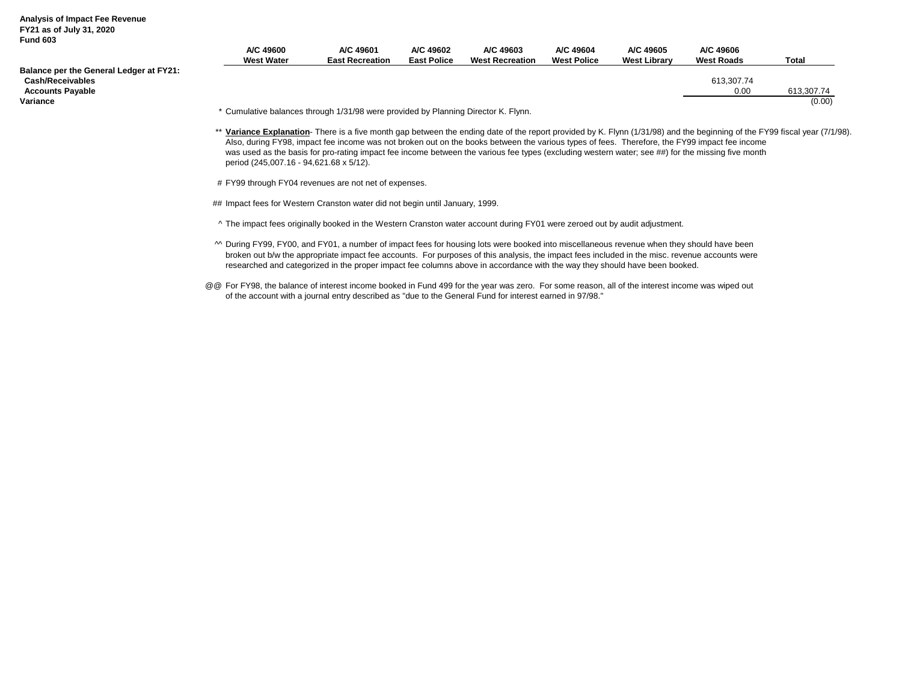**Analysis of Impact Fee Revenue**
**FY21 as of July 31, 2020**
**Fund 603**

| | A/C 49600 West Water | A/C 49601 East Recreation | A/C 49602 East Police | A/C 49603 West Recreation | A/C 49604 West Police | A/C 49605 West Library | A/C 49606 West Roads | Total |
|---|---|---|---|---|---|---|---|---|
| **Balance per the General Ledger at FY21:** | | | | | | | | |
| **Cash/Receivables** | | | | | | | 613,307.74 | |
| **Accounts Payable** | | | | | | | 0.00 | 613,307.74 |
| **Variance** | | | | | | | | (0.00) |

\* Cumulative balances through 1/31/98 were provided by Planning Director K. Flynn.

\** **Variance Explanation**- There is a five month gap between the ending date of the report provided by K. Flynn (1/31/98) and the beginning of the FY99 fiscal year (7/1/98). Also, during FY98, impact fee income was not broken out on the books between the various types of fees. Therefore, the FY99 impact fee income was used as the basis for pro-rating impact fee income between the various fee types (excluding western water; see ##) for the missing five month period (245,007.16 - 94,621.68 x 5/12).

# FY99 through FY04 revenues are not net of expenses.

## Impact fees for Western Cranston water did not begin until January, 1999.

^ The impact fees originally booked in the Western Cranston water account during FY01 were zeroed out by audit adjustment.

^^ During FY99, FY00, and FY01, a number of impact fees for housing lots were booked into miscellaneous revenue when they should have been broken out b/w the appropriate impact fee accounts. For purposes of this analysis, the impact fees included in the misc. revenue accounts were researched and categorized in the proper impact fee columns above in accordance with the way they should have been booked.

@@ For FY98, the balance of interest income booked in Fund 499 for the year was zero. For some reason, all of the interest income was wiped out of the account with a journal entry described as "due to the General Fund for interest earned in 97/98."